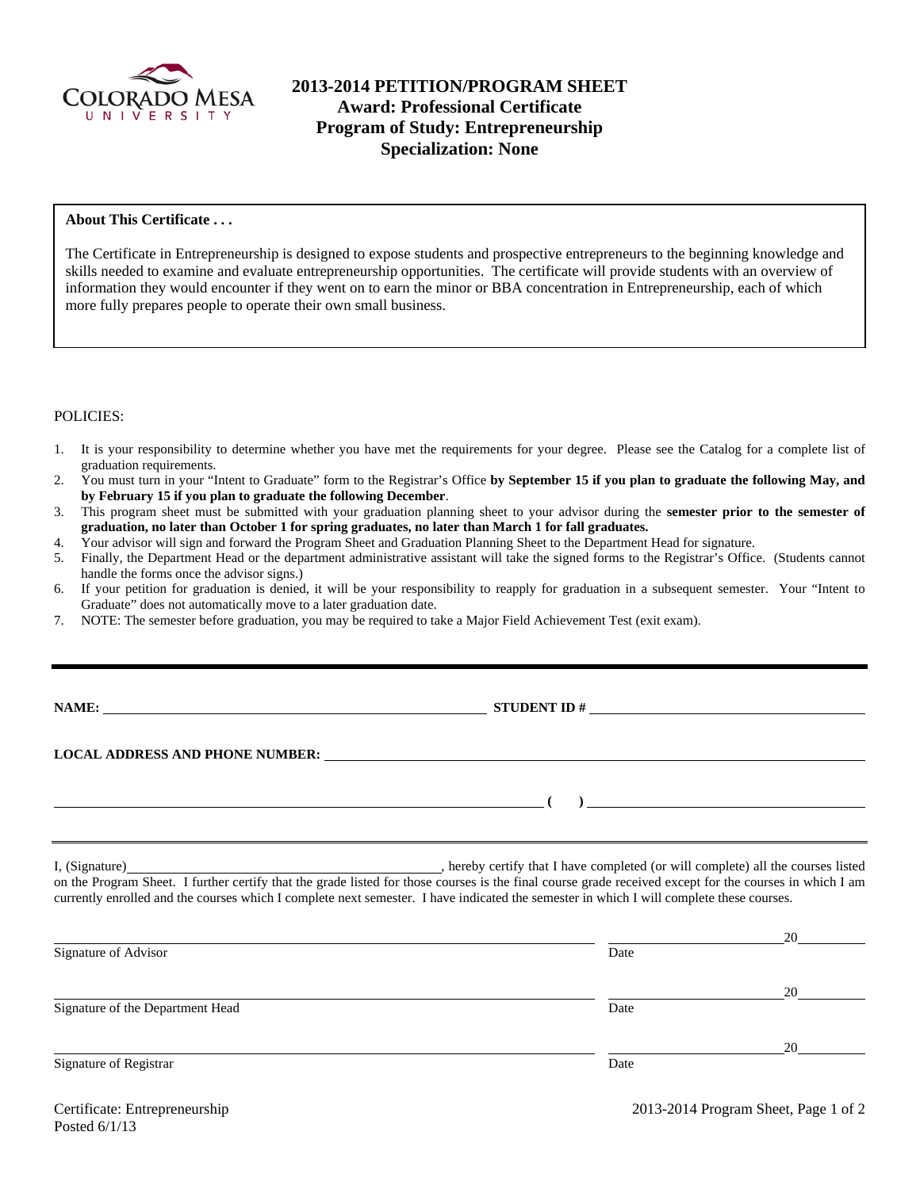# 2013-2014 PETITION/PROGRAM SHEET
## Award: Professional Certificate
## Program of Study: Entrepreneurship
## Specialization: None

**About This Certificate . . .**

The Certificate in Entrepreneurship is designed to expose students and prospective entrepreneurs to the beginning knowledge and skills needed to examine and evaluate entrepreneurship opportunities. The certificate will provide students with an overview of information they would encounter if they went on to earn the minor or BBA concentration in Entrepreneurship, each of which more fully prepares people to operate their own small business.

POLICIES:

1. It is your responsibility to determine whether you have met the requirements for your degree. Please see the Catalog for a complete list of graduation requirements.
2. You must turn in your "Intent to Graduate" form to the Registrar's Office **by September 15 if you plan to graduate the following May, and by February 15 if you plan to graduate the following December**.
3. This program sheet must be submitted with your graduation planning sheet to your advisor during the **semester prior to the semester of graduation, no later than October 1 for spring graduates, no later than March 1 for fall graduates.**
4. Your advisor will sign and forward the Program Sheet and Graduation Planning Sheet to the Department Head for signature.
5. Finally, the Department Head or the department administrative assistant will take the signed forms to the Registrar's Office. (Students cannot handle the forms once the advisor signs.)
6. If your petition for graduation is denied, it will be your responsibility to reapply for graduation in a subsequent semester. Your "Intent to Graduate" does not automatically move to a later graduation date.
7. NOTE: The semester before graduation, you may be required to take a Major Field Achievement Test (exit exam).

---

**NAME:** ______________________________ **STUDENT ID #** ______________________________

**LOCAL ADDRESS AND PHONE NUMBER:** ______________________________

______________________________ **( )** ______________________________

I, (Signature)______________________________, hereby certify that I have completed (or will complete) all the courses listed on the Program Sheet. I further certify that the grade listed for those courses is the final course grade received except for the courses in which I am currently enrolled and the courses which I complete next semester. I have indicated the semester in which I will complete these courses.

______________________________ ______________ 20______
Signature of Advisor Date

______________________________ ______________ 20______
Signature of the Department Head Date

______________________________ ______________ 20______
Signature of Registrar Date

Certificate: Entrepreneurship
Posted 6/1/13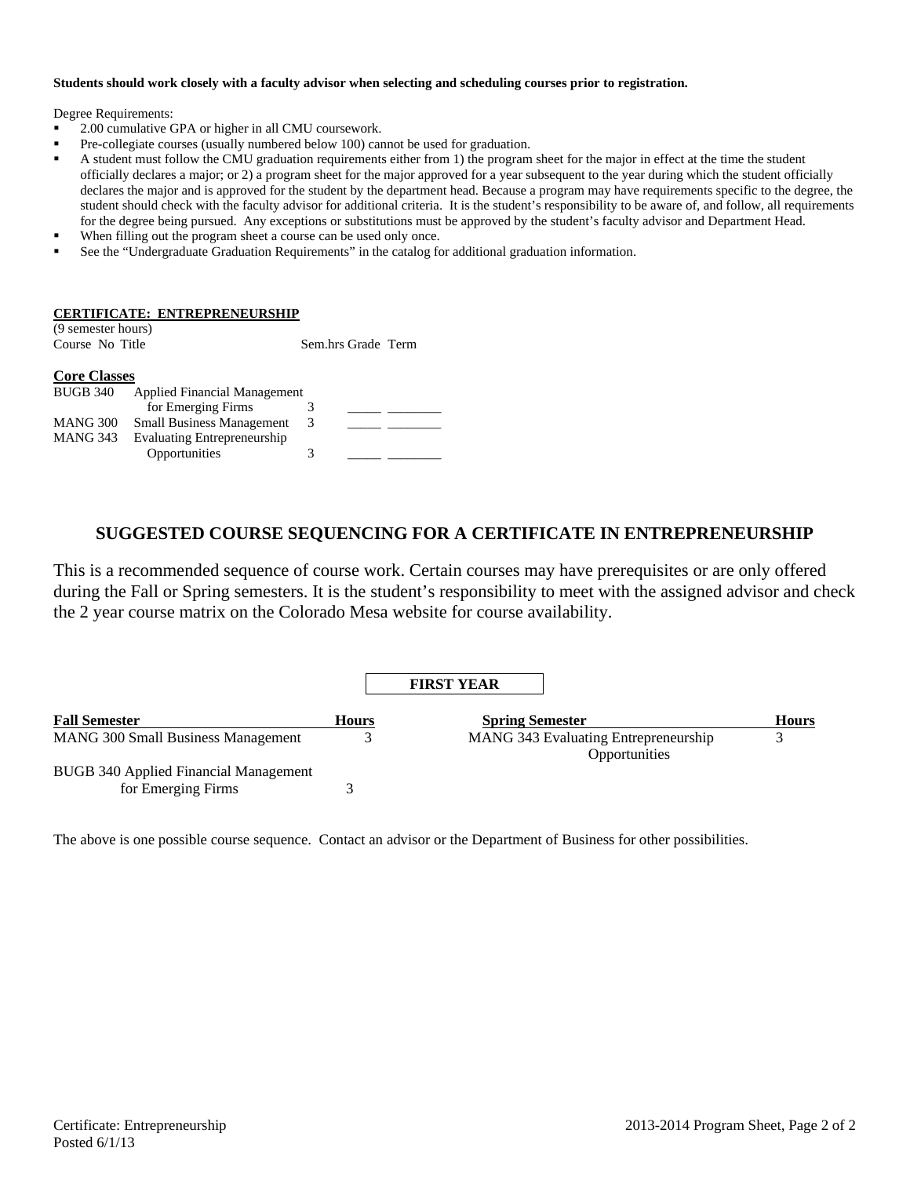**Students should work closely with a faculty advisor when selecting and scheduling courses prior to registration.**

Degree Requirements:

- 2.00 cumulative GPA or higher in all CMU coursework.
- Pre-collegiate courses (usually numbered below 100) cannot be used for graduation.
- A student must follow the CMU graduation requirements either from 1) the program sheet for the major in effect at the time the student officially declares a major; or 2) a program sheet for the major approved for a year subsequent to the year during which the student officially declares the major and is approved for the student by the department head. Because a program may have requirements specific to the degree, the student should check with the faculty advisor for additional criteria. It is the student's responsibility to be aware of, and follow, all requirements for the degree being pursued. Any exceptions or substitutions must be approved by the student's faculty advisor and Department Head.
- When filling out the program sheet a course can be used only once.
- See the "Undergraduate Graduation Requirements" in the catalog for additional graduation information.

**CERTIFICATE: ENTREPRENEURSHIP**

(9 semester hours)

**Core Classes**

| Course No | Title | Sem.hrs | Grade | Term |
|---|---|---|---|---|
| BUGB 340 | Applied Financial Management for Emerging Firms | 3 | _____ | ________ |
| MANG 300 | Small Business Management | 3 | _____ | ________ |
| MANG 343 | Evaluating Entrepreneurship Opportunities | 3 | _____ | ________ |

## SUGGESTED COURSE SEQUENCING FOR A CERTIFICATE IN ENTREPRENEURSHIP

This is a recommended sequence of course work. Certain courses may have prerequisites or are only offered during the Fall or Spring semesters. It is the student's responsibility to meet with the assigned advisor and check the 2 year course matrix on the Colorado Mesa website for course availability.

**FIRST YEAR**

| Fall Semester | Hours | Spring Semester | Hours |
|---|---|---|---|
| MANG 300 Small Business Management | 3 | MANG 343 Evaluating Entrepreneurship Opportunities | 3 |
| BUGB 340 Applied Financial Management for Emerging Firms | 3 | | |

The above is one possible course sequence. Contact an advisor or the Department of Business for other possibilities.